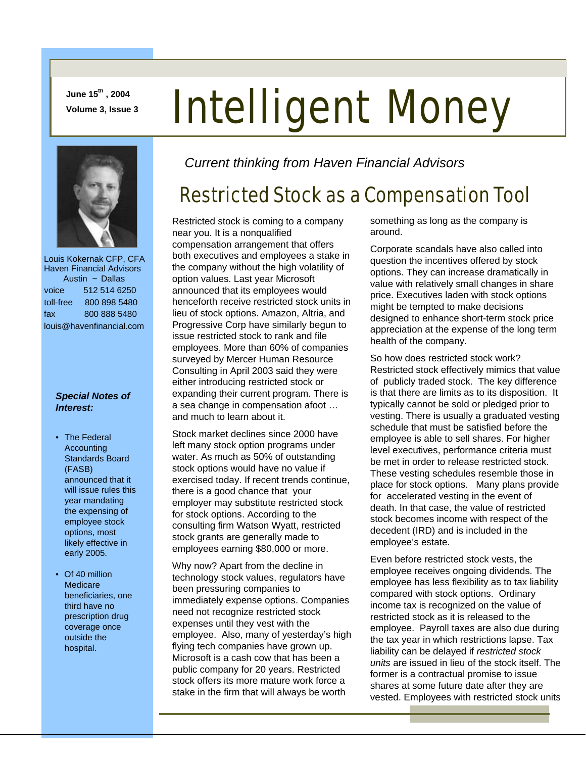June 15th, 2004
Volume 3, Issue 3

# Intelligent Money

Louis Kokernak CFP, CFA
Haven Financial Advisors
Austin ~ Dallas

voice 512 514 6250
toll-free 800 898 5480
fax 800 888 5480
louis@havenfinancial.com

***Special Notes of Interest:***

- The Federal Accounting Standards Board (FASB) announced that it will issue rules this year mandating the expensing of employee stock options, most likely effective in early 2005.
- Of 40 million Medicare beneficiaries, one third have no prescription drug coverage once outside the hospital.

*Current thinking from Haven Financial Advisors*

## Restricted Stock as a Compensation Tool

Restricted stock is coming to a company near you. It is a nonqualified compensation arrangement that offers both executives and employees a stake in the company without the high volatility of option values. Last year Microsoft announced that its employees would henceforth receive restricted stock units in lieu of stock options. Amazon, Altria, and Progressive Corp have similarly begun to issue restricted stock to rank and file employees. More than 60% of companies surveyed by Mercer Human Resource Consulting in April 2003 said they were either introducing restricted stock or expanding their current program. There is a sea change in compensation afoot … and much to learn about it.

Stock market declines since 2000 have left many stock option programs under water. As much as 50% of outstanding stock options would have no value if exercised today. If recent trends continue, there is a good chance that your employer may substitute restricted stock for stock options. According to the consulting firm Watson Wyatt, restricted stock grants are generally made to employees earning $80,000 or more.

Why now? Apart from the decline in technology stock values, regulators have been pressuring companies to immediately expense options. Companies need not recognize restricted stock expenses until they vest with the employee. Also, many of yesterday's high flying tech companies have grown up. Microsoft is a cash cow that has been a public company for 20 years. Restricted stock offers its more mature work force a stake in the firm that will always be worth something as long as the company is around.

Corporate scandals have also called into question the incentives offered by stock options. They can increase dramatically in value with relatively small changes in share price. Executives laden with stock options might be tempted to make decisions designed to enhance short-term stock price appreciation at the expense of the long term health of the company.

So how does restricted stock work? Restricted stock effectively mimics that value of publicly traded stock. The key difference is that there are limits as to its disposition. It typically cannot be sold or pledged prior to vesting. There is usually a graduated vesting schedule that must be satisfied before the employee is able to sell shares. For higher level executives, performance criteria must be met in order to release restricted stock. These vesting schedules resemble those in place for stock options. Many plans provide for accelerated vesting in the event of death. In that case, the value of restricted stock becomes income with respect of the decedent (IRD) and is included in the employee's estate.

Even before restricted stock vests, the employee receives ongoing dividends. The employee has less flexibility as to tax liability compared with stock options. Ordinary income tax is recognized on the value of restricted stock as it is released to the employee. Payroll taxes are also due during the tax year in which restrictions lapse. Tax liability can be delayed if *restricted stock units* are issued in lieu of the stock itself. The former is a contractual promise to issue shares at some future date after they are vested. Employees with restricted stock units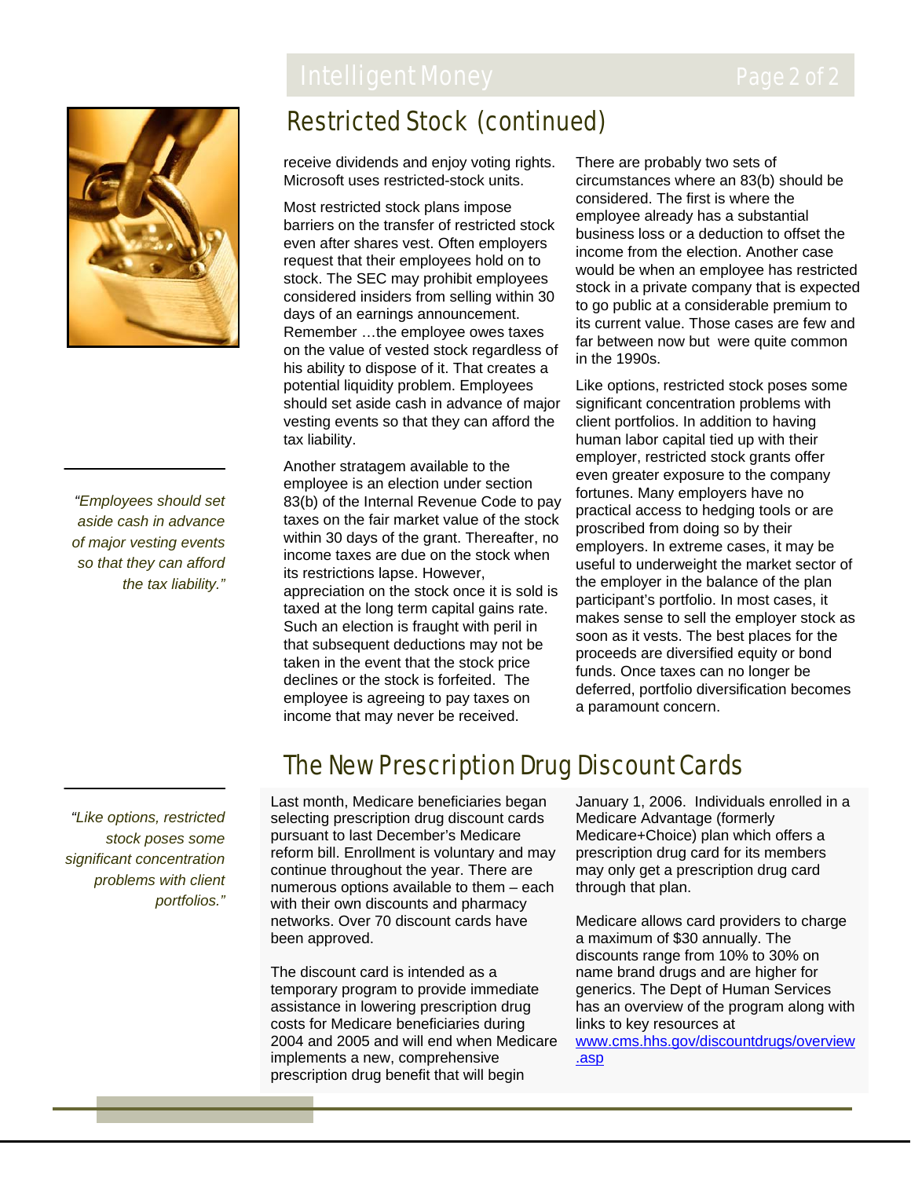## Restricted Stock (continued)

receive dividends and enjoy voting rights. Microsoft uses restricted-stock units.

Most restricted stock plans impose barriers on the transfer of restricted stock even after shares vest. Often employers request that their employees hold on to stock. The SEC may prohibit employees considered insiders from selling within 30 days of an earnings announcement. Remember …the employee owes taxes on the value of vested stock regardless of his ability to dispose of it. That creates a potential liquidity problem. Employees should set aside cash in advance of major vesting events so that they can afford the tax liability.

*"Employees should set aside cash in advance of major vesting events so that they can afford the tax liability."*

Another stratagem available to the employee is an election under section 83(b) of the Internal Revenue Code to pay taxes on the fair market value of the stock within 30 days of the grant. Thereafter, no income taxes are due on the stock when its restrictions lapse. However, appreciation on the stock once it is sold is taxed at the long term capital gains rate. Such an election is fraught with peril in that subsequent deductions may not be taken in the event that the stock price declines or the stock is forfeited. The employee is agreeing to pay taxes on income that may never be received.

There are probably two sets of circumstances where an 83(b) should be considered. The first is where the employee already has a substantial business loss or a deduction to offset the income from the election. Another case would be when an employee has restricted stock in a private company that is expected to go public at a considerable premium to its current value. Those cases are few and far between now but were quite common in the 1990s.

Like options, restricted stock poses some significant concentration problems with client portfolios. In addition to having human labor capital tied up with their employer, restricted stock grants offer even greater exposure to the company fortunes. Many employers have no practical access to hedging tools or are proscribed from doing so by their employers. In extreme cases, it may be useful to underweight the market sector of the employer in the balance of the plan participant's portfolio. In most cases, it makes sense to sell the employer stock as soon as it vests. The best places for the proceeds are diversified equity or bond funds. Once taxes can no longer be deferred, portfolio diversification becomes a paramount concern.

*"Like options, restricted stock poses some significant concentration problems with client portfolios."*

## The New Prescription Drug Discount Cards

Last month, Medicare beneficiaries began selecting prescription drug discount cards pursuant to last December's Medicare reform bill. Enrollment is voluntary and may continue throughout the year. There are numerous options available to them – each with their own discounts and pharmacy networks. Over 70 discount cards have been approved.

The discount card is intended as a temporary program to provide immediate assistance in lowering prescription drug costs for Medicare beneficiaries during 2004 and 2005 and will end when Medicare implements a new, comprehensive prescription drug benefit that will begin January 1, 2006. Individuals enrolled in a Medicare Advantage (formerly Medicare+Choice) plan which offers a prescription drug card for its members may only get a prescription drug card through that plan.

Medicare allows card providers to charge a maximum of $30 annually. The discounts range from 10% to 30% on name brand drugs and are higher for generics. The Dept of Human Services has an overview of the program along with links to key resources at www.cms.hhs.gov/discountdrugs/overview.asp